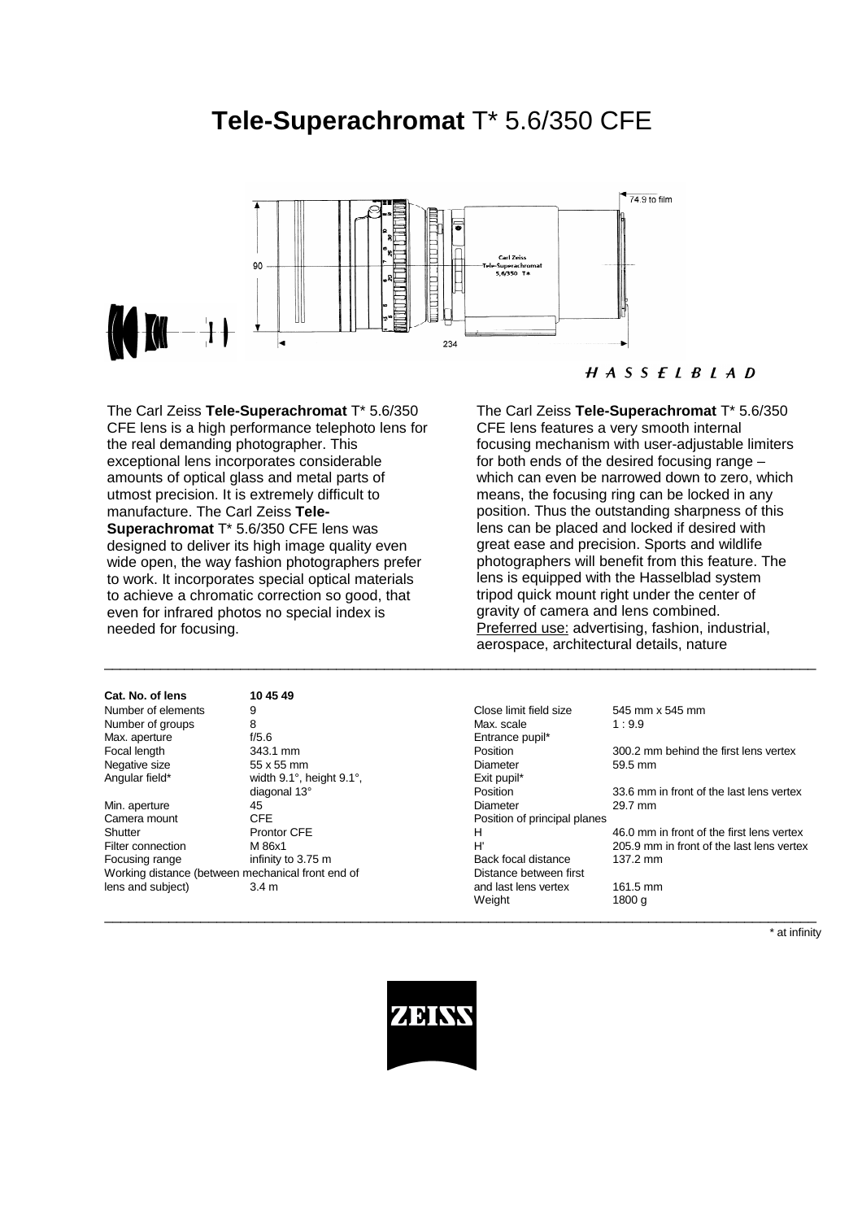# **Tele-Superachromat** T* 5.6/350 CFE

The Carl Zeiss **Tele-Superachromat** T* 5.6/350 CFE lens is a high performance telephoto lens for the real demanding photographer. This exceptional lens incorporates considerable amounts of optical glass and metal parts of utmost precision. It is extremely difficult to manufacture. The Carl Zeiss **Tele-Superachromat** T* 5.6/350 CFE lens was designed to deliver its high image quality even wide open, the way fashion photographers prefer to work. It incorporates special optical materials to achieve a chromatic correction so good, that even for infrared photos no special index is needed for focusing.

The Carl Zeiss **Tele-Superachromat** T* 5.6/350 CFE lens features a very smooth internal focusing mechanism with user-adjustable limiters for both ends of the desired focusing range – which can even be narrowed down to zero, which means, the focusing ring can be locked in any position. Thus the outstanding sharpness of this lens can be placed and locked if desired with great ease and precision. Sports and wildlife photographers will benefit from this feature. The lens is equipped with the Hasselblad system tripod quick mount right under the center of gravity of camera and lens combined.
Preferred use: advertising, fashion, industrial, aerospace, architectural details, nature

| **Cat. No. of lens** | **10 45 49** |
|---|---|
| Number of elements | 9 |
| Number of groups | 8 |
| Max. aperture | f/5.6 |
| Focal length | 343.1 mm |
| Negative size | 55 x 55 mm |
| Angular field* | width 9.1°, height 9.1°, diagonal 13° |
| Min. aperture | 45 |
| Camera mount | CFE |
| Shutter | Prontor CFE |
| Filter connection | M 86x1 |
| Focusing range | infinity to 3.75 m |
| Working distance (between mechanical front end of lens and subject) | 3.4 m |

| | |
|---|---|
| Close limit field size | 545 mm x 545 mm |
| Max. scale | 1 : 9.9 |
| Entrance pupil* | |
| Position | 300.2 mm behind the first lens vertex |
| Diameter | 59.5 mm |
| Exit pupil* | |
| Position | 33.6 mm in front of the last lens vertex |
| Diameter | 29.7 mm |
| Position of principal planes | |
| H | 46.0 mm in front of the first lens vertex |
| H' | 205.9 mm in front of the last lens vertex |
| Back focal distance | 137.2 mm |
| Distance between first and last lens vertex | 161.5 mm |
| Weight | 1800 g |

\* at infinity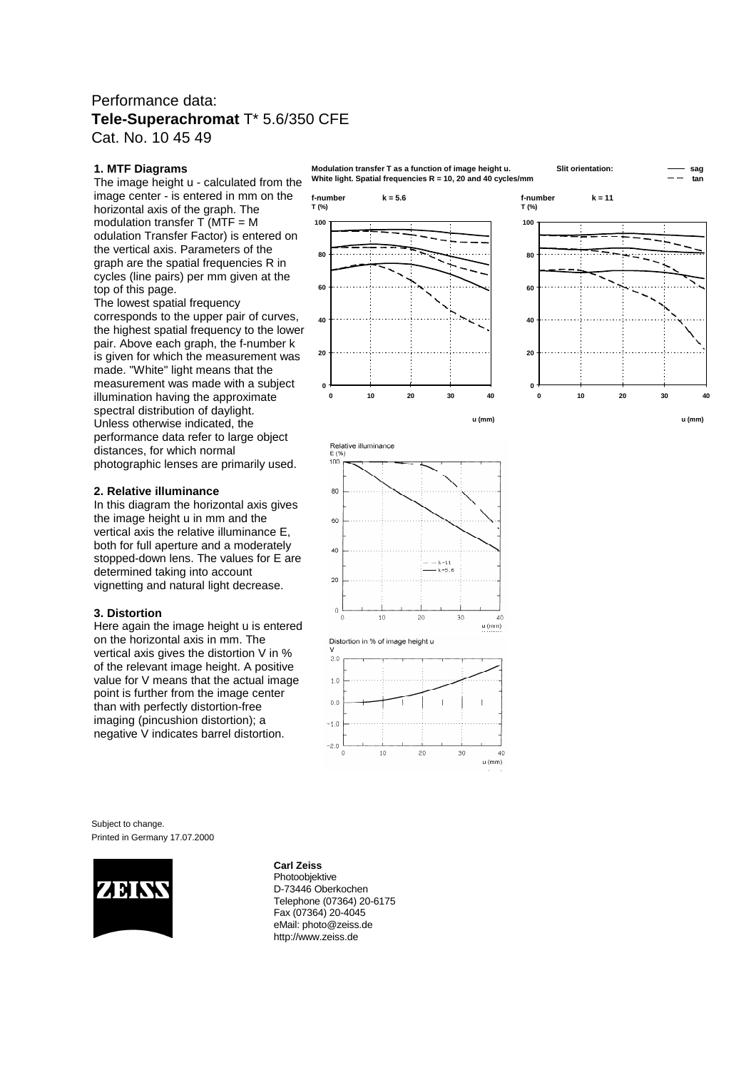Performance data:
**Tele-Superachromat** T* 5.6/350 CFE
Cat. No. 10 45 49

### 1. MTF Diagrams

The image height u - calculated from the image center - is entered in mm on the horizontal axis of the graph. The modulation transfer T (MTF = M odulation Transfer Factor) is entered on the vertical axis. Parameters of the graph are the spatial frequencies R in cycles (line pairs) per mm given at the top of this page.
The lowest spatial frequency corresponds to the upper pair of curves, the highest spatial frequency to the lower pair. Above each graph, the f-number k is given for which the measurement was made. "White" light means that the measurement was made with a subject illumination having the approximate spectral distribution of daylight.
Unless otherwise indicated, the performance data refer to large object distances, for which normal photographic lenses are primarily used.

### 2. Relative illuminance

In this diagram the horizontal axis gives the image height u in mm and the vertical axis the relative illuminance E, both for full aperture and a moderately stopped-down lens. The values for E are determined taking into account vignetting and natural light decrease.

### 3. Distortion

Here again the image height u is entered on the horizontal axis in mm. The vertical axis gives the distortion V in % of the relevant image height. A positive value for V means that the actual image point is further from the image center than with perfectly distortion-free imaging (pincushion distortion); a negative V indicates barrel distortion.

**Modulation transfer T as a function of image height u.**
**White light. Spatial frequencies R = 10, 20 and 40 cycles/mm**
**Slit orientation:** —— sag — — tan

f-number k = 5.6
T (%)
100
80
60
40
20
0
0 10 20 30 40
u (mm)

f-number k = 11
T (%)
100
80
60
40
20
0
0 10 20 30 40
u (mm)

Relative illuminance
E (%)
100
80
60
40
20
0
0 10 20 30 40
u (mm)
- - k=11
—— k=5.6

Distortion in % of image height u
V
2.0
1.0
0.0
-1.0
-2.0
0 10 20 30 40
u (mm)

Subject to change.
Printed in Germany 17.07.2000

ZEISS

**Carl Zeiss**
Photoobjektive
D-73446 Oberkochen
Telephone (07364) 20-6175
Fax (07364) 20-4045
eMail: photo@zeiss.de
http://www.zeiss.de